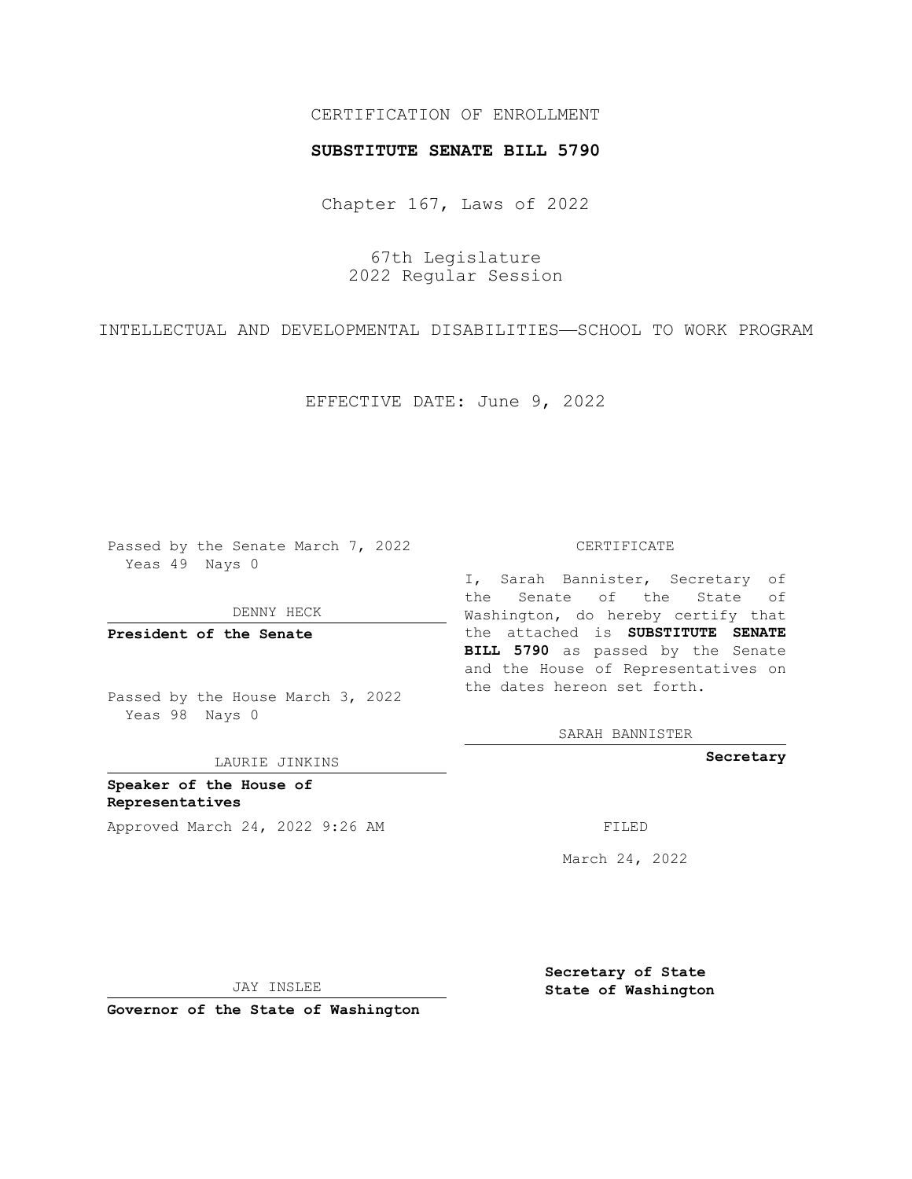CERTIFICATION OF ENROLLMENT

**SUBSTITUTE SENATE BILL 5790**

Chapter 167, Laws of 2022

67th Legislature
2022 Regular Session

INTELLECTUAL AND DEVELOPMENTAL DISABILITIES—SCHOOL TO WORK PROGRAM

EFFECTIVE DATE: June 9, 2022

Passed by the Senate March 7, 2022
Yeas 49 Nays 0

DENNY HECK

**President of the Senate**

Passed by the House March 3, 2022
Yeas 98 Nays 0

LAURIE JINKINS

**Speaker of the House of Representatives**

Approved March 24, 2022 9:26 AM

JAY INSLEE

**Governor of the State of Washington**

CERTIFICATE

I, Sarah Bannister, Secretary of the Senate of the State of Washington, do hereby certify that the attached is **SUBSTITUTE SENATE BILL 5790** as passed by the Senate and the House of Representatives on the dates hereon set forth.

SARAH BANNISTER

**Secretary**

FILED

March 24, 2022

**Secretary of State**
**State of Washington**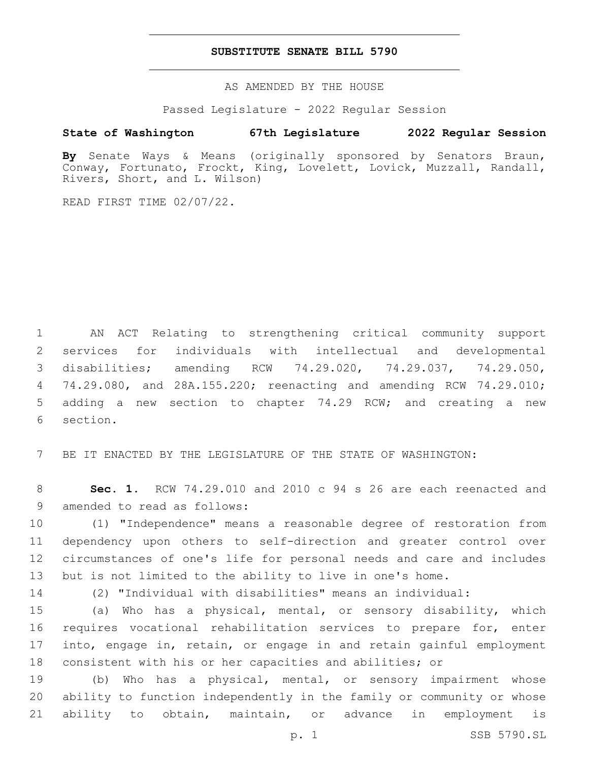# SUBSTITUTE SENATE BILL 5790

AS AMENDED BY THE HOUSE

Passed Legislature - 2022 Regular Session

**State of Washington 67th Legislature 2022 Regular Session**

**By** Senate Ways & Means (originally sponsored by Senators Braun, Conway, Fortunato, Frockt, King, Lovelett, Lovick, Muzzall, Randall, Rivers, Short, and L. Wilson)

READ FIRST TIME 02/07/22.

1 AN ACT Relating to strengthening critical community support
2 services for individuals with intellectual and developmental
3 disabilities; amending RCW 74.29.020, 74.29.037, 74.29.050,
4 74.29.080, and 28A.155.220; reenacting and amending RCW 74.29.010;
5 adding a new section to chapter 74.29 RCW; and creating a new
6 section.

7 BE IT ENACTED BY THE LEGISLATURE OF THE STATE OF WASHINGTON:

8 **Sec. 1.** RCW 74.29.010 and 2010 c 94 s 26 are each reenacted and
9 amended to read as follows:

10 (1) "Independence" means a reasonable degree of restoration from
11 dependency upon others to self-direction and greater control over
12 circumstances of one's life for personal needs and care and includes
13 but is not limited to the ability to live in one's home.

14 (2) "Individual with disabilities" means an individual:

15 (a) Who has a physical, mental, or sensory disability, which
16 requires vocational rehabilitation services to prepare for, enter
17 into, engage in, retain, or engage in and retain gainful employment
18 consistent with his or her capacities and abilities; or

19 (b) Who has a physical, mental, or sensory impairment whose
20 ability to function independently in the family or community or whose
21 ability to obtain, maintain, or advance in employment is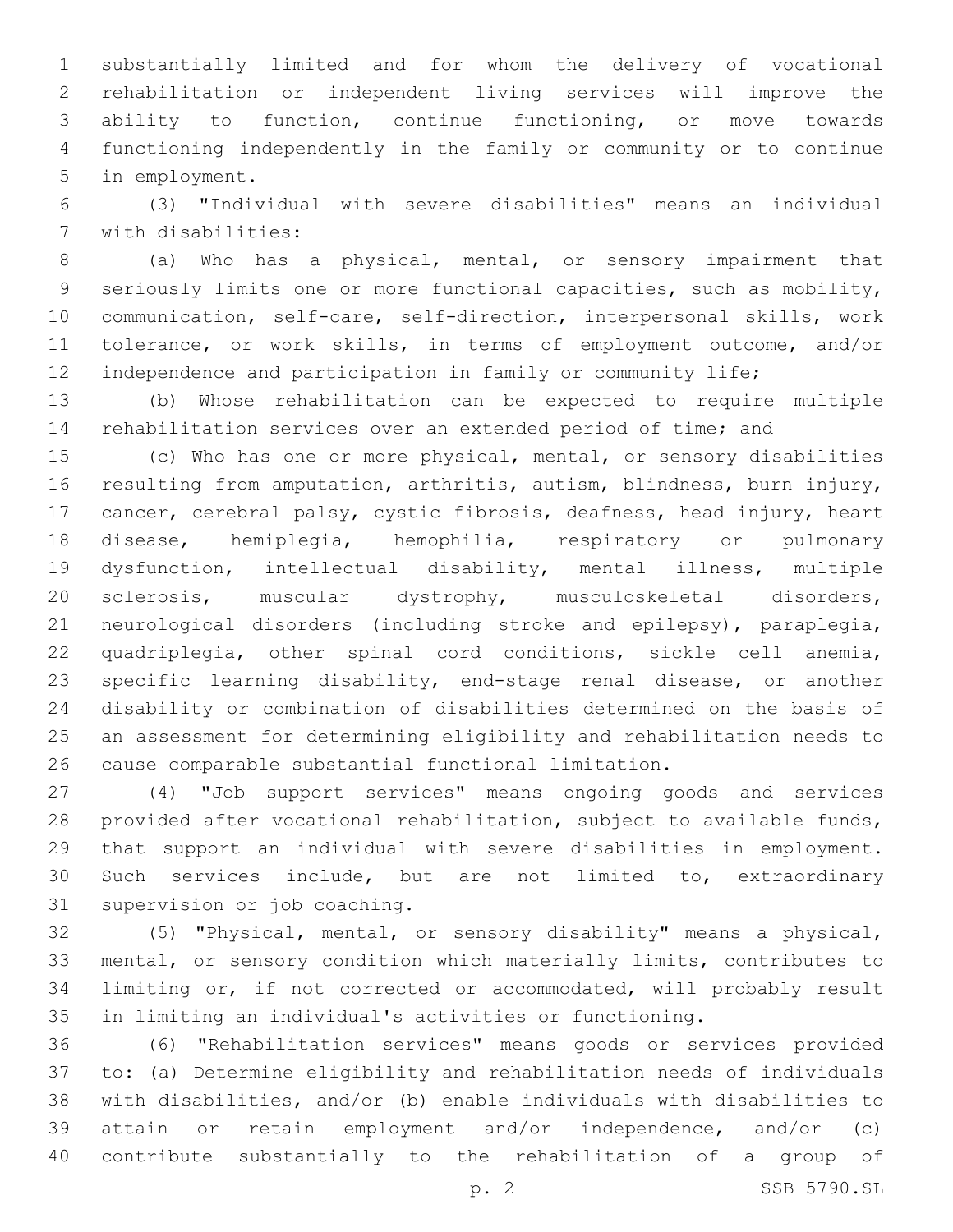substantially limited and for whom the delivery of vocational rehabilitation or independent living services will improve the ability to function, continue functioning, or move towards functioning independently in the family or community or to continue in employment.

(3) "Individual with severe disabilities" means an individual with disabilities:

(a) Who has a physical, mental, or sensory impairment that seriously limits one or more functional capacities, such as mobility, communication, self-care, self-direction, interpersonal skills, work tolerance, or work skills, in terms of employment outcome, and/or independence and participation in family or community life;

(b) Whose rehabilitation can be expected to require multiple rehabilitation services over an extended period of time; and

(c) Who has one or more physical, mental, or sensory disabilities resulting from amputation, arthritis, autism, blindness, burn injury, cancer, cerebral palsy, cystic fibrosis, deafness, head injury, heart disease, hemiplegia, hemophilia, respiratory or pulmonary dysfunction, intellectual disability, mental illness, multiple sclerosis, muscular dystrophy, musculoskeletal disorders, neurological disorders (including stroke and epilepsy), paraplegia, quadriplegia, other spinal cord conditions, sickle cell anemia, specific learning disability, end-stage renal disease, or another disability or combination of disabilities determined on the basis of an assessment for determining eligibility and rehabilitation needs to cause comparable substantial functional limitation.

(4) "Job support services" means ongoing goods and services provided after vocational rehabilitation, subject to available funds, that support an individual with severe disabilities in employment. Such services include, but are not limited to, extraordinary supervision or job coaching.

(5) "Physical, mental, or sensory disability" means a physical, mental, or sensory condition which materially limits, contributes to limiting or, if not corrected or accommodated, will probably result in limiting an individual's activities or functioning.

(6) "Rehabilitation services" means goods or services provided to: (a) Determine eligibility and rehabilitation needs of individuals with disabilities, and/or (b) enable individuals with disabilities to attain or retain employment and/or independence, and/or (c) contribute substantially to the rehabilitation of a group of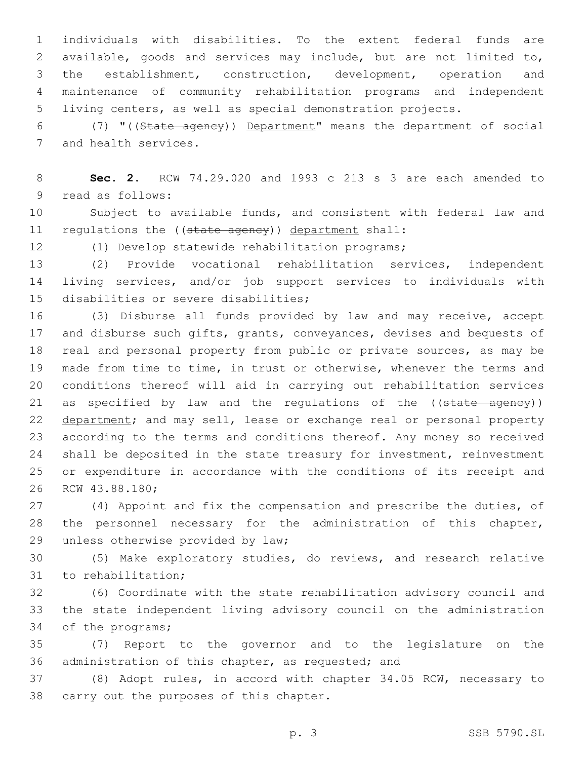individuals with disabilities. To the extent federal funds are available, goods and services may include, but are not limited to, the establishment, construction, development, operation and maintenance of community rehabilitation programs and independent living centers, as well as special demonstration projects.

(7) "((~~State agency~~)) <u>Department</u>" means the department of social and health services.

**Sec. 2.** RCW 74.29.020 and 1993 c 213 s 3 are each amended to read as follows:

Subject to available funds, and consistent with federal law and regulations the ((~~state agency~~)) <u>department</u> shall:

(1) Develop statewide rehabilitation programs;

(2) Provide vocational rehabilitation services, independent living services, and/or job support services to individuals with disabilities or severe disabilities;

(3) Disburse all funds provided by law and may receive, accept and disburse such gifts, grants, conveyances, devises and bequests of real and personal property from public or private sources, as may be made from time to time, in trust or otherwise, whenever the terms and conditions thereof will aid in carrying out rehabilitation services as specified by law and the regulations of the ((~~state agency~~)) <u>department</u>; and may sell, lease or exchange real or personal property according to the terms and conditions thereof. Any money so received shall be deposited in the state treasury for investment, reinvestment or expenditure in accordance with the conditions of its receipt and RCW 43.88.180;

(4) Appoint and fix the compensation and prescribe the duties, of the personnel necessary for the administration of this chapter, unless otherwise provided by law;

(5) Make exploratory studies, do reviews, and research relative to rehabilitation;

(6) Coordinate with the state rehabilitation advisory council and the state independent living advisory council on the administration of the programs;

(7) Report to the governor and to the legislature on the administration of this chapter, as requested; and

(8) Adopt rules, in accord with chapter 34.05 RCW, necessary to carry out the purposes of this chapter.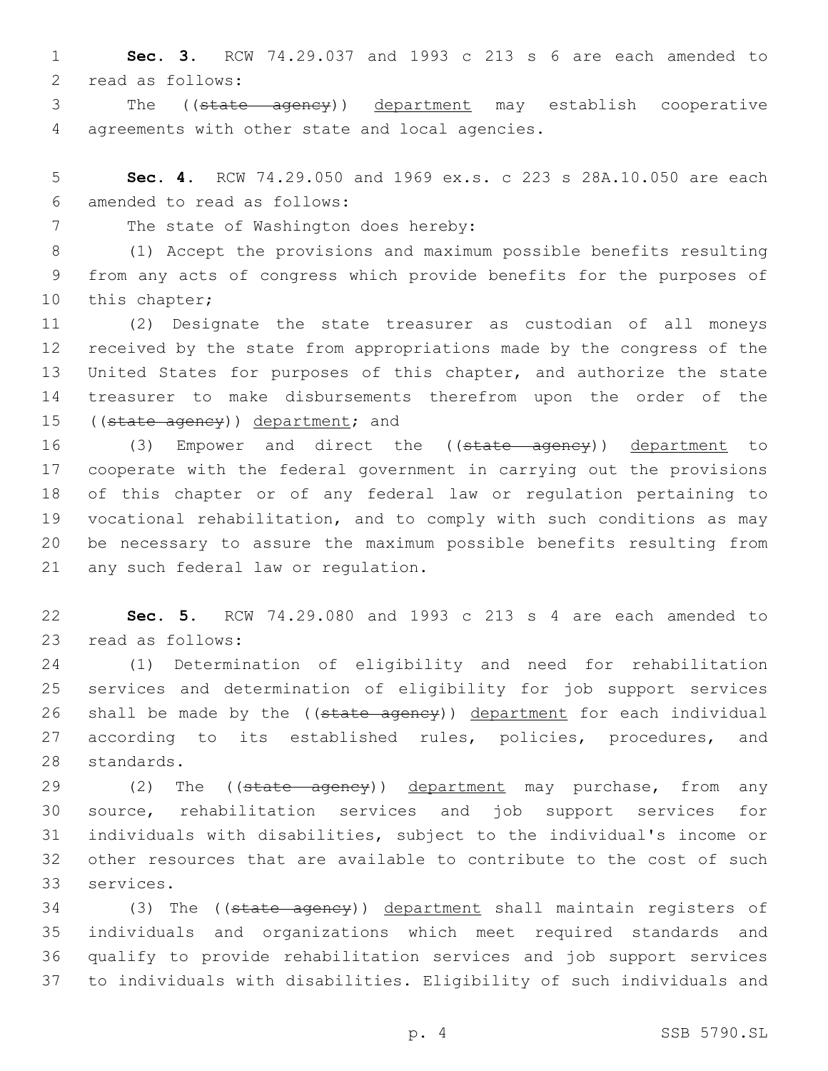**Sec. 3.** RCW 74.29.037 and 1993 c 213 s 6 are each amended to read as follows:

The ((~~state agency~~)) <u>department</u> may establish cooperative agreements with other state and local agencies.

**Sec. 4.** RCW 74.29.050 and 1969 ex.s. c 223 s 28A.10.050 are each amended to read as follows:

The state of Washington does hereby:

(1) Accept the provisions and maximum possible benefits resulting from any acts of congress which provide benefits for the purposes of this chapter;

(2) Designate the state treasurer as custodian of all moneys received by the state from appropriations made by the congress of the United States for purposes of this chapter, and authorize the state treasurer to make disbursements therefrom upon the order of the ((~~state agency~~)) <u>department</u>; and

(3) Empower and direct the ((~~state agency~~)) <u>department</u> to cooperate with the federal government in carrying out the provisions of this chapter or of any federal law or regulation pertaining to vocational rehabilitation, and to comply with such conditions as may be necessary to assure the maximum possible benefits resulting from any such federal law or regulation.

**Sec. 5.** RCW 74.29.080 and 1993 c 213 s 4 are each amended to read as follows:

(1) Determination of eligibility and need for rehabilitation services and determination of eligibility for job support services shall be made by the ((~~state agency~~)) <u>department</u> for each individual according to its established rules, policies, procedures, and standards.

(2) The ((~~state agency~~)) <u>department</u> may purchase, from any source, rehabilitation services and job support services for individuals with disabilities, subject to the individual's income or other resources that are available to contribute to the cost of such services.

(3) The ((~~state agency~~)) <u>department</u> shall maintain registers of individuals and organizations which meet required standards and qualify to provide rehabilitation services and job support services to individuals with disabilities. Eligibility of such individuals and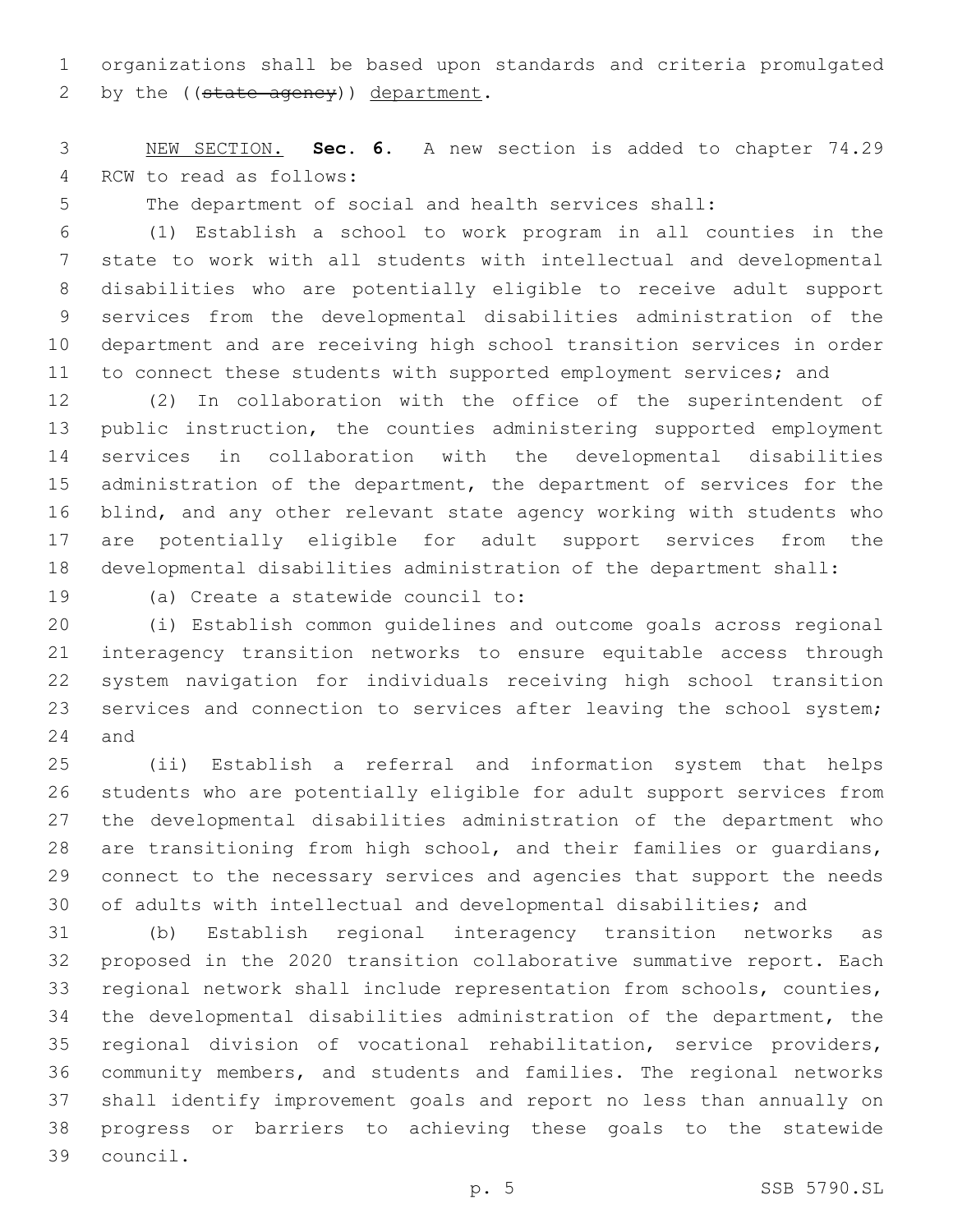organizations shall be based upon standards and criteria promulgated by the ((~~state agency~~)) department.

NEW SECTION. **Sec. 6.** A new section is added to chapter 74.29 RCW to read as follows:

The department of social and health services shall:

(1) Establish a school to work program in all counties in the state to work with all students with intellectual and developmental disabilities who are potentially eligible to receive adult support services from the developmental disabilities administration of the department and are receiving high school transition services in order to connect these students with supported employment services; and

(2) In collaboration with the office of the superintendent of public instruction, the counties administering supported employment services in collaboration with the developmental disabilities administration of the department, the department of services for the blind, and any other relevant state agency working with students who are potentially eligible for adult support services from the developmental disabilities administration of the department shall:

(a) Create a statewide council to:

(i) Establish common guidelines and outcome goals across regional interagency transition networks to ensure equitable access through system navigation for individuals receiving high school transition services and connection to services after leaving the school system; and

(ii) Establish a referral and information system that helps students who are potentially eligible for adult support services from the developmental disabilities administration of the department who are transitioning from high school, and their families or guardians, connect to the necessary services and agencies that support the needs of adults with intellectual and developmental disabilities; and

(b) Establish regional interagency transition networks as proposed in the 2020 transition collaborative summative report. Each regional network shall include representation from schools, counties, the developmental disabilities administration of the department, the regional division of vocational rehabilitation, service providers, community members, and students and families. The regional networks shall identify improvement goals and report no less than annually on progress or barriers to achieving these goals to the statewide council.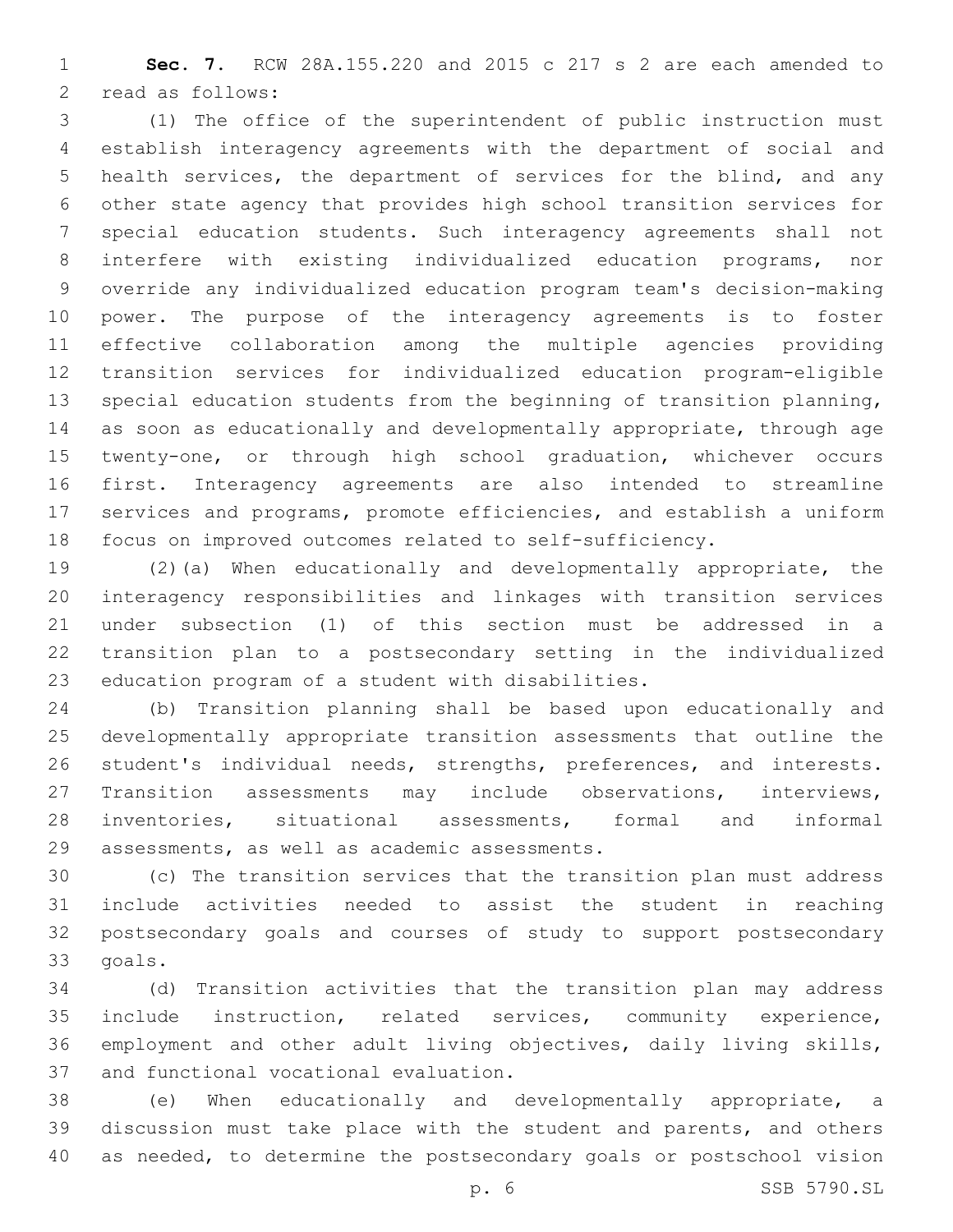**Sec. 7.** RCW 28A.155.220 and 2015 c 217 s 2 are each amended to read as follows:

(1) The office of the superintendent of public instruction must establish interagency agreements with the department of social and health services, the department of services for the blind, and any other state agency that provides high school transition services for special education students. Such interagency agreements shall not interfere with existing individualized education programs, nor override any individualized education program team's decision-making power. The purpose of the interagency agreements is to foster effective collaboration among the multiple agencies providing transition services for individualized education program-eligible special education students from the beginning of transition planning, as soon as educationally and developmentally appropriate, through age twenty-one, or through high school graduation, whichever occurs first. Interagency agreements are also intended to streamline services and programs, promote efficiencies, and establish a uniform focus on improved outcomes related to self-sufficiency.

(2)(a) When educationally and developmentally appropriate, the interagency responsibilities and linkages with transition services under subsection (1) of this section must be addressed in a transition plan to a postsecondary setting in the individualized education program of a student with disabilities.

(b) Transition planning shall be based upon educationally and developmentally appropriate transition assessments that outline the student's individual needs, strengths, preferences, and interests. Transition assessments may include observations, interviews, inventories, situational assessments, formal and informal assessments, as well as academic assessments.

(c) The transition services that the transition plan must address include activities needed to assist the student in reaching postsecondary goals and courses of study to support postsecondary goals.

(d) Transition activities that the transition plan may address include instruction, related services, community experience, employment and other adult living objectives, daily living skills, and functional vocational evaluation.

(e) When educationally and developmentally appropriate, a discussion must take place with the student and parents, and others as needed, to determine the postsecondary goals or postschool vision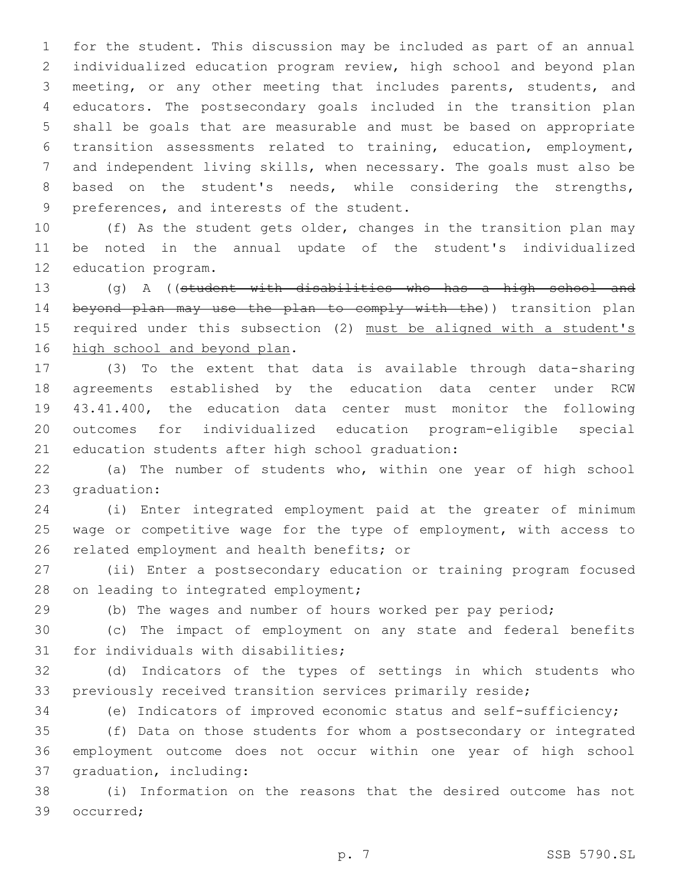for the student. This discussion may be included as part of an annual individualized education program review, high school and beyond plan meeting, or any other meeting that includes parents, students, and educators. The postsecondary goals included in the transition plan shall be goals that are measurable and must be based on appropriate transition assessments related to training, education, employment, and independent living skills, when necessary. The goals must also be based on the student's needs, while considering the strengths, preferences, and interests of the student.

(f) As the student gets older, changes in the transition plan may be noted in the annual update of the student's individualized education program.

(g) A ((~~student with disabilities who has a high school and beyond plan may use the plan to comply with the~~)) transition plan required under this subsection (2) <u>must be aligned with a student's high school and beyond plan</u>.

(3) To the extent that data is available through data-sharing agreements established by the education data center under RCW 43.41.400, the education data center must monitor the following outcomes for individualized education program-eligible special education students after high school graduation:

(a) The number of students who, within one year of high school graduation:

(i) Enter integrated employment paid at the greater of minimum wage or competitive wage for the type of employment, with access to related employment and health benefits; or

(ii) Enter a postsecondary education or training program focused on leading to integrated employment;

(b) The wages and number of hours worked per pay period;

(c) The impact of employment on any state and federal benefits for individuals with disabilities;

(d) Indicators of the types of settings in which students who previously received transition services primarily reside;

(e) Indicators of improved economic status and self-sufficiency;

(f) Data on those students for whom a postsecondary or integrated employment outcome does not occur within one year of high school graduation, including:

(i) Information on the reasons that the desired outcome has not occurred;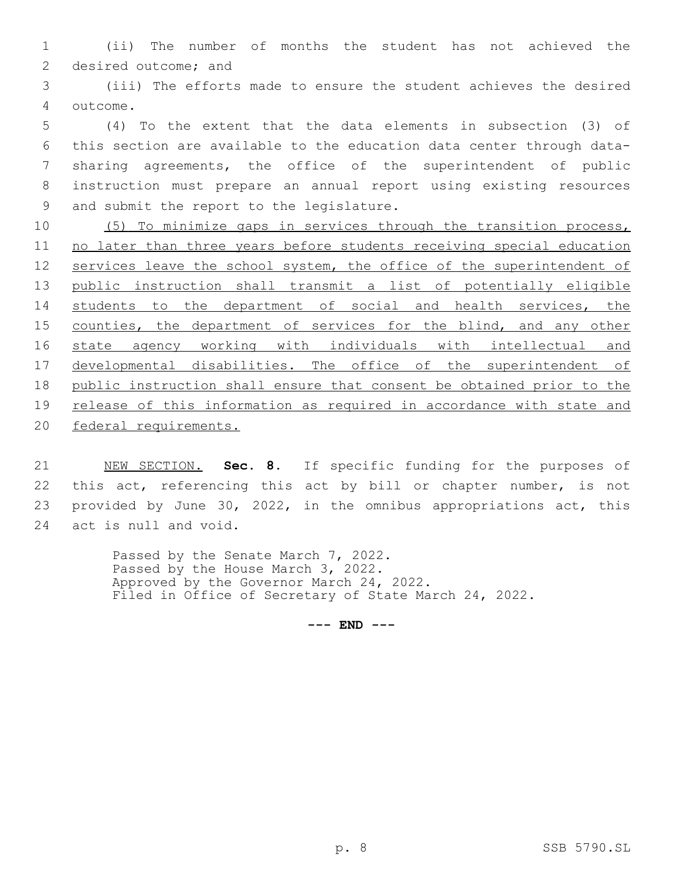(ii) The number of months the student has not achieved the desired outcome; and

(iii) The efforts made to ensure the student achieves the desired outcome.

(4) To the extent that the data elements in subsection (3) of this section are available to the education data center through data-sharing agreements, the office of the superintendent of public instruction must prepare an annual report using existing resources and submit the report to the legislature.

<u>(5) To minimize gaps in services through the transition process, no later than three years before students receiving special education services leave the school system, the office of the superintendent of public instruction shall transmit a list of potentially eligible students to the department of social and health services, the counties, the department of services for the blind, and any other state agency working with individuals with intellectual and developmental disabilities. The office of the superintendent of public instruction shall ensure that consent be obtained prior to the release of this information as required in accordance with state and federal requirements.</u>

<u>NEW SECTION.</u> **Sec. 8.** If specific funding for the purposes of this act, referencing this act by bill or chapter number, is not provided by June 30, 2022, in the omnibus appropriations act, this act is null and void.

Passed by the Senate March 7, 2022.
Passed by the House March 3, 2022.
Approved by the Governor March 24, 2022.
Filed in Office of Secretary of State March 24, 2022.

**--- END ---**